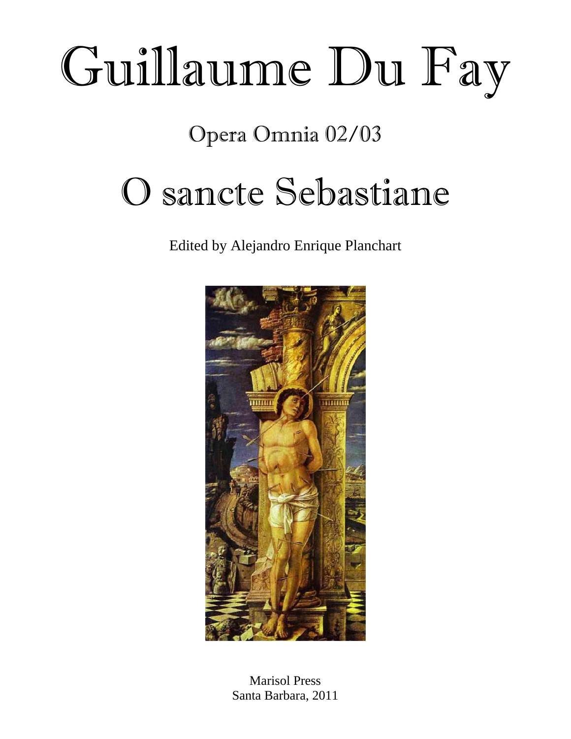# Guillaume Du Fay

## Opera Omnia 02/03

# O sancte Sebastiane

Edited by Alejandro Enrique Planchart

Marisol Press
Santa Barbara, 2011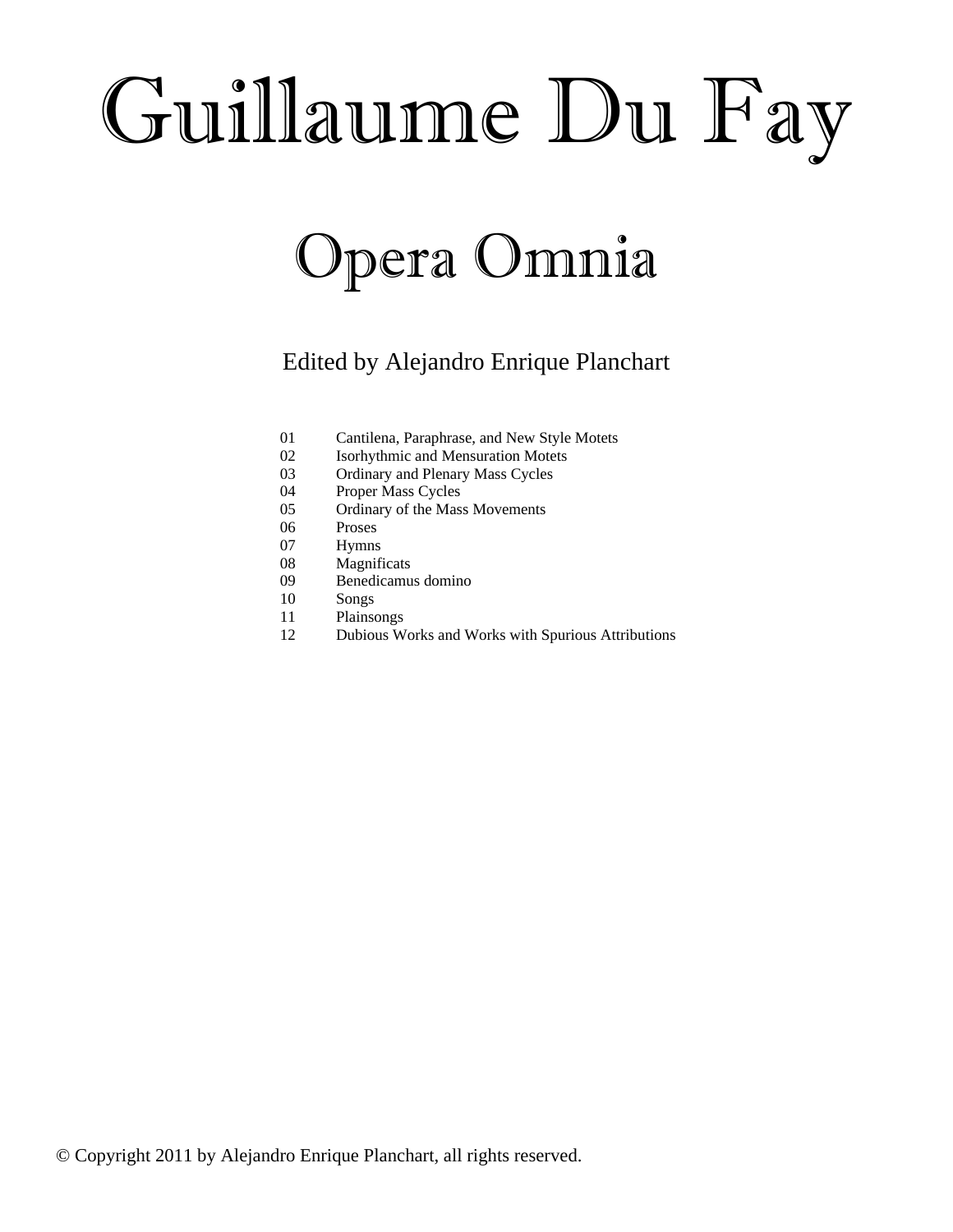# Guillaume Du Fay

## Opera Omnia

Edited by Alejandro Enrique Planchart

| | |
|---|---|
| 01 | Cantilena, Paraphrase, and New Style Motets |
| 02 | Isorhythmic and Mensuration Motets |
| 03 | Ordinary and Plenary Mass Cycles |
| 04 | Proper Mass Cycles |
| 05 | Ordinary of the Mass Movements |
| 06 | Proses |
| 07 | Hymns |
| 08 | Magnificats |
| 09 | Benedicamus domino |
| 10 | Songs |
| 11 | Plainsongs |
| 12 | Dubious Works and Works with Spurious Attributions |

© Copyright 2011 by Alejandro Enrique Planchart, all rights reserved.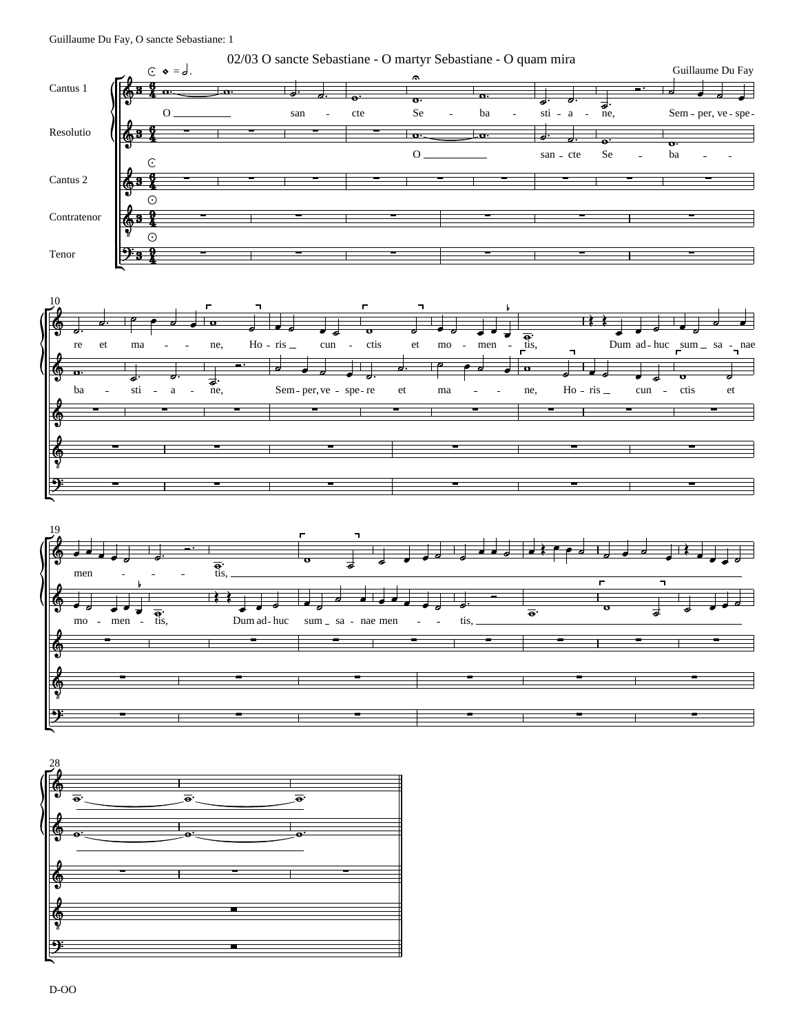## 02/03 O sancte Sebastiane - O martyr Sebastiane - O quam mira

Guillaume Du Fay

Cantus 1

Resolutio

Cantus 2

Contratenor

Tenor

O san - cte Se - ba - sti - a - ne, Sem - per, ve - spe - re et ma - - ne, Ho - ris cun - ctis et mo - men - tis, Dum ad - huc sum sa - nae men - - - - tis,

O san - cte Se - ba - - ba - sti - a - ne, Sem - per, ve - spe - re et ma - - ne, Ho - ris cun - ctis et mo - men - tis, Dum ad - huc sum sa - nae men - - tis,

D-OO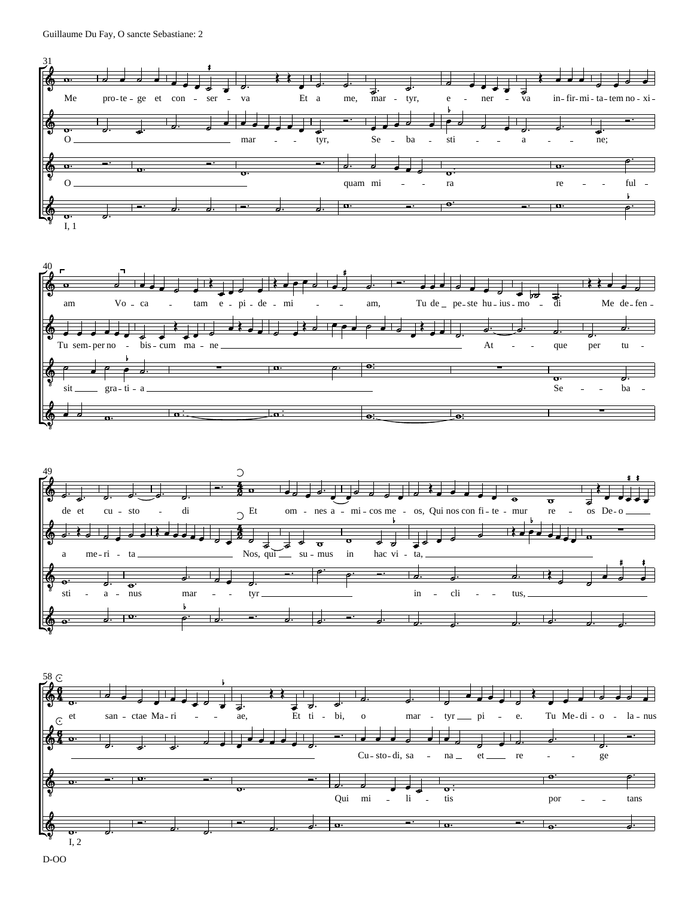Me pro-te-ge et con-ser-va Et a me, mar-tyr, e-ner-va in-fir-mi-ta-tem no-xi-

O mar-tyr, Se-ba-sti-a-ne;

O quam mi-ra re-ful-

I, 1

am Vo-ca-tam e-pi-de-mi-am, Tu de pe-ste hu-ius-mo-di Me de-fen-

Tu sem-per no-bis-cum ma-ne At-que per tu-

sit gra-ti-a Se-ba-

de et cu-sto-di Et om-nes a-mi-cos me-os, Qui nos con fi-te-mur re-os De-o

a me-ri-ta Nos, qui su-mus in hac vi-ta,

sti-a-nus mar-tyr in-cli-tus,

et san-ctae Ma-ri-ae, Et ti-bi, o mar-tyr pi-e. Tu Me-di-o-la-nus

Cu-sto-di, sa-na et re-ge

Qui mi-li-tis por-tans

I, 2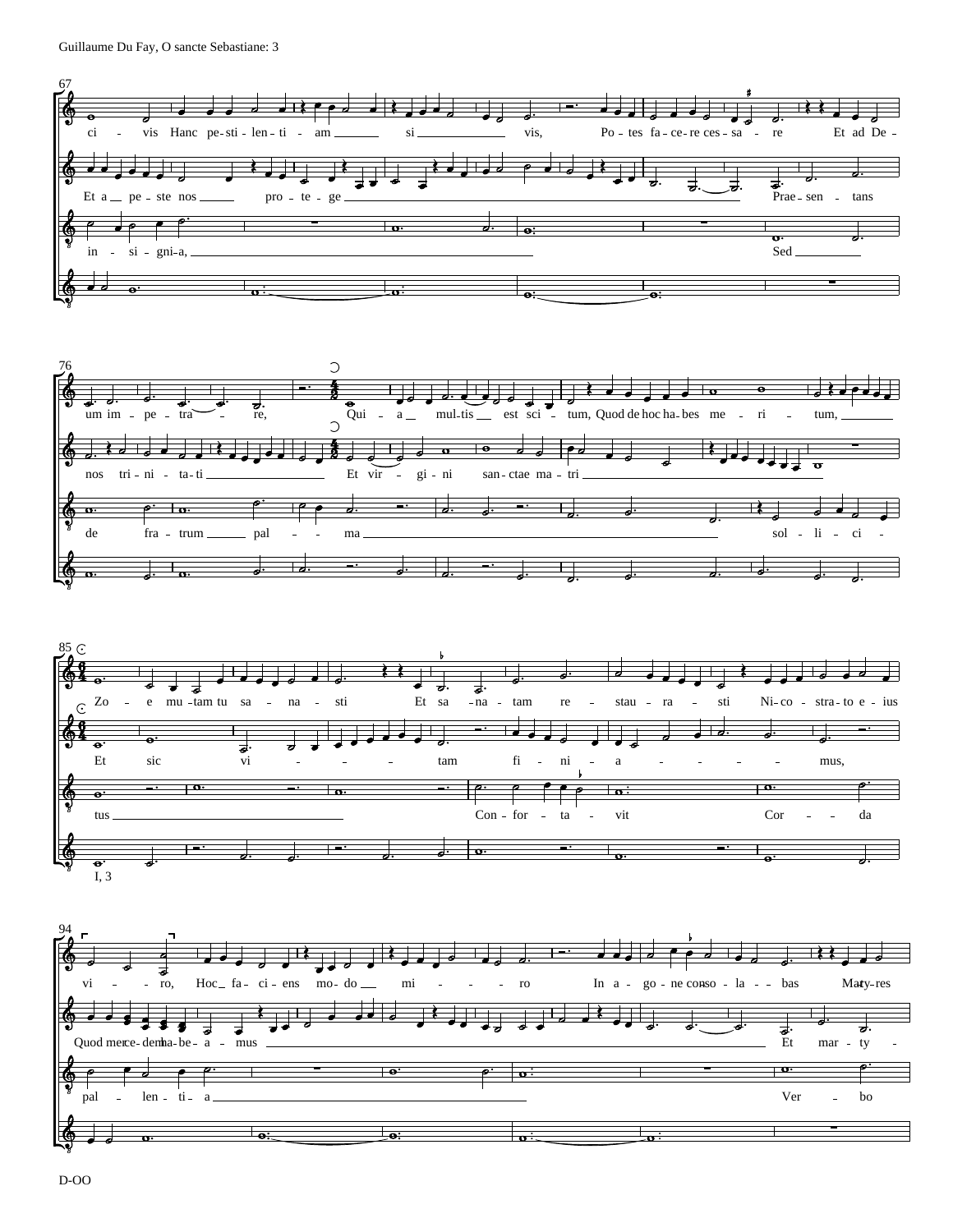67

ci - vis Hanc pe-sti-len-ti - am si vis, Po-tes fa-ce-re ces-sa - re Et ad De -

Et a pe - ste nos pro - te - ge Prae - sen - tans

in - si - gni-a, Sed

76

um im - pe - tra - re, Qui - a mul-tis est sci - tum, Quod de hoc ha-bes me - ri - tum,

nos tri - ni - ta-ti Et vir - gi - ni san-ctae ma - tri

de fra - trum pal - - ma sol - li - ci -

85

Zo - e mu-tam tu sa - na - sti Et sa - na - tam re - stau - ra - sti Ni-co - stra-to e - ius

Et sic vi - - - - tam fi - ni - a - - - - - mus,

tus Con - for - ta - vit Cor - - da

I, 3

94

vi - - ro, Hoc fa - ci - ens mo - do mi - - - - ro In a - go - ne con-so - la - - bas Mar-ty-res

Quod mer-ce-dem ha-be - a - mus Et mar - ty -

pal - len - ti - a Ver - bo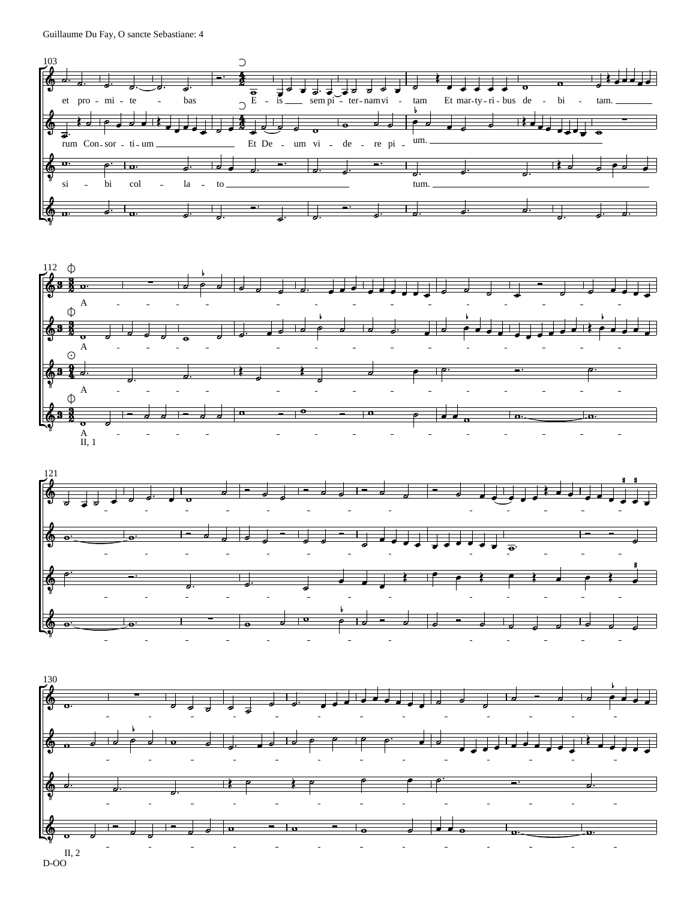103

et pro - mi - te - bas

E - is sem pi - ter - nam vi - tam Et mar - ty - ri - bus de - bi - tam.

rum Con - sor - ti - um Et De - um vi - de - re pi - um.

si - bi col - la - to tum.

112

A

A

A

A

II, 1

121

130

II, 2

D-OO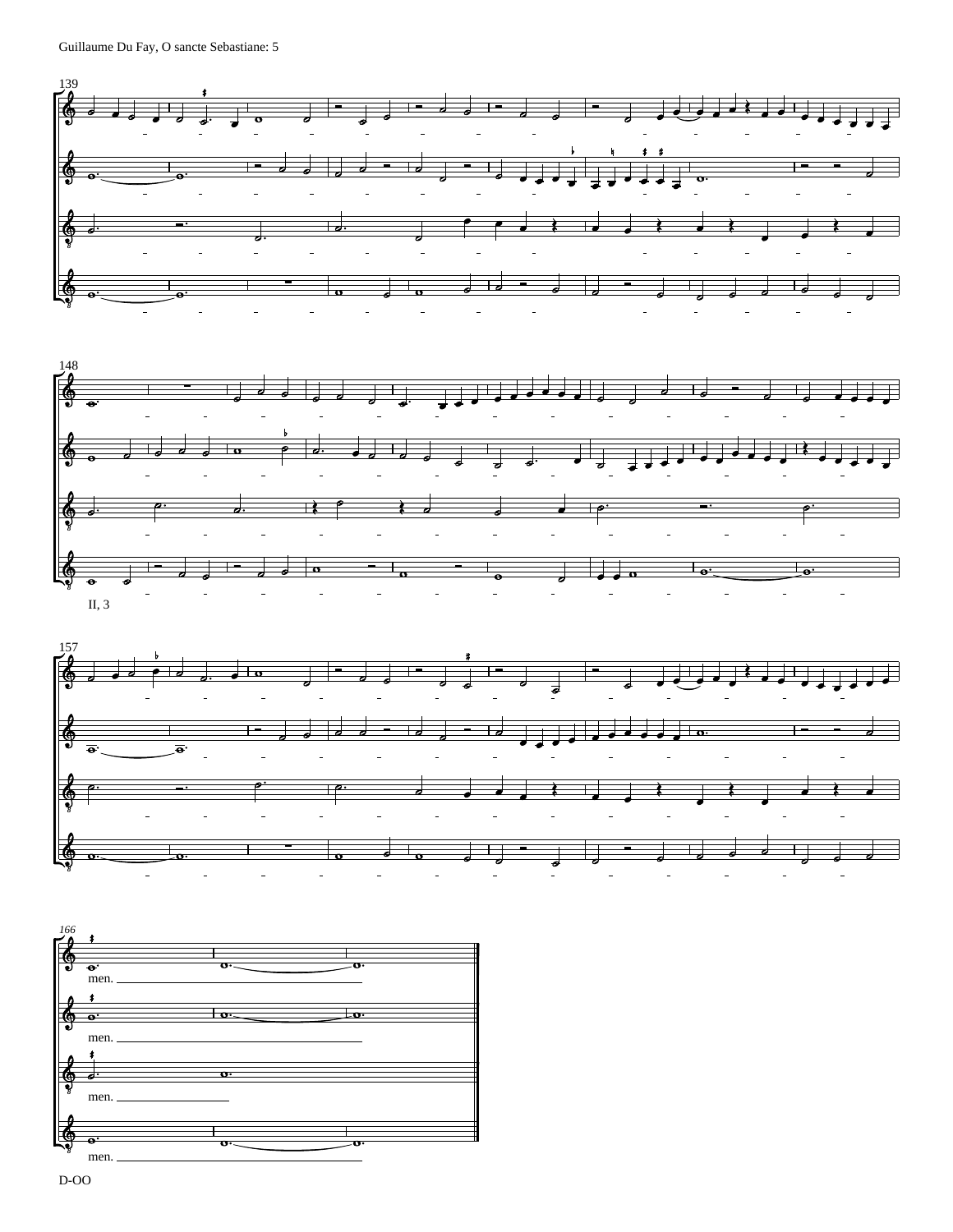139

148

II, 3

157

166

men.

men.

men.

men.

D-OO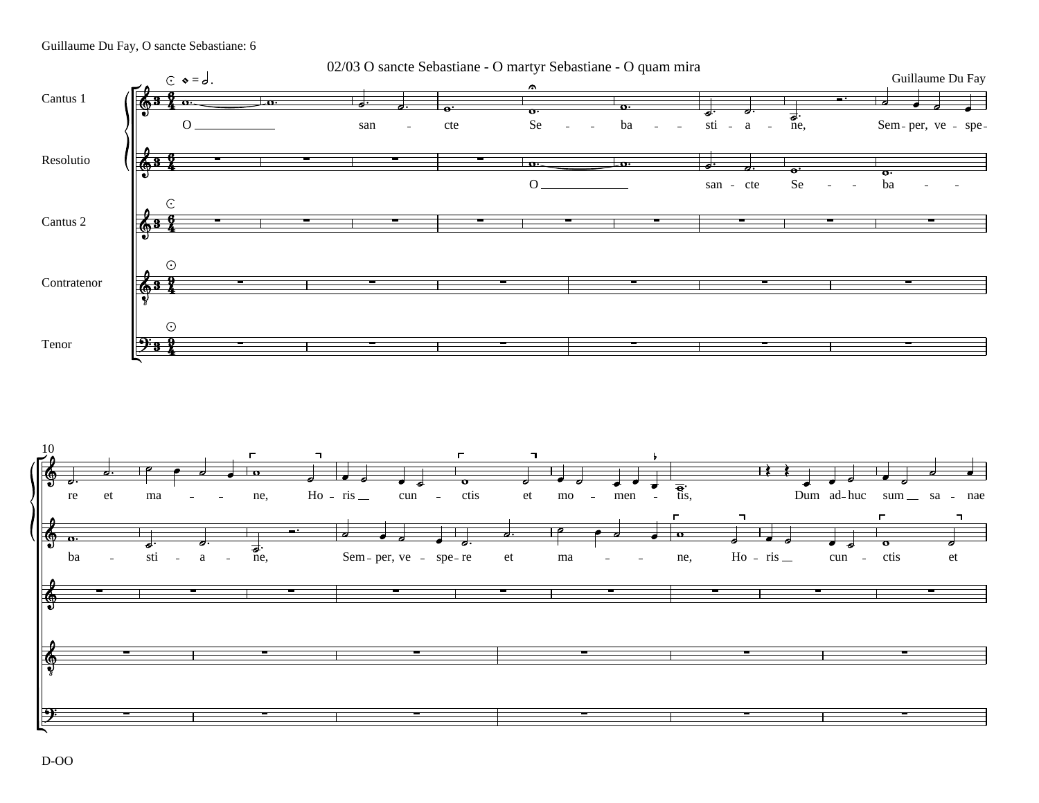## 02/03 O sancte Sebastiane - O martyr Sebastiane - O quam mira

Guillaume Du Fay

Cantus 1

Resolutio

Cantus 2

Contratenor

Tenor

O san - cte Se - - ba - - sti - a - ne, Sem - per, ve - spe - re et ma - - ne, Ho - ris cun - ctis et mo - men - tis, Dum ad - huc sum sa - nae

O san - cte Se - - ba - - ba - sti - a - ne, Sem - per, ve - spe - re et ma - - ne, Ho - ris cun - ctis et

D-OO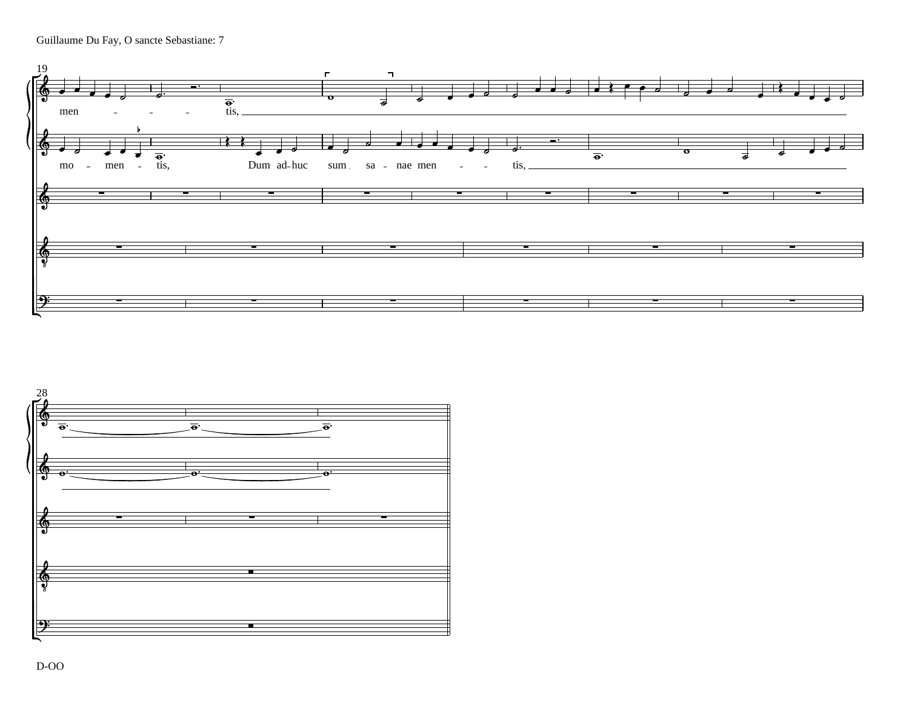19

men - - - tis,

mo - men - tis, Dum ad-huc sum sa - nae men - - tis,

28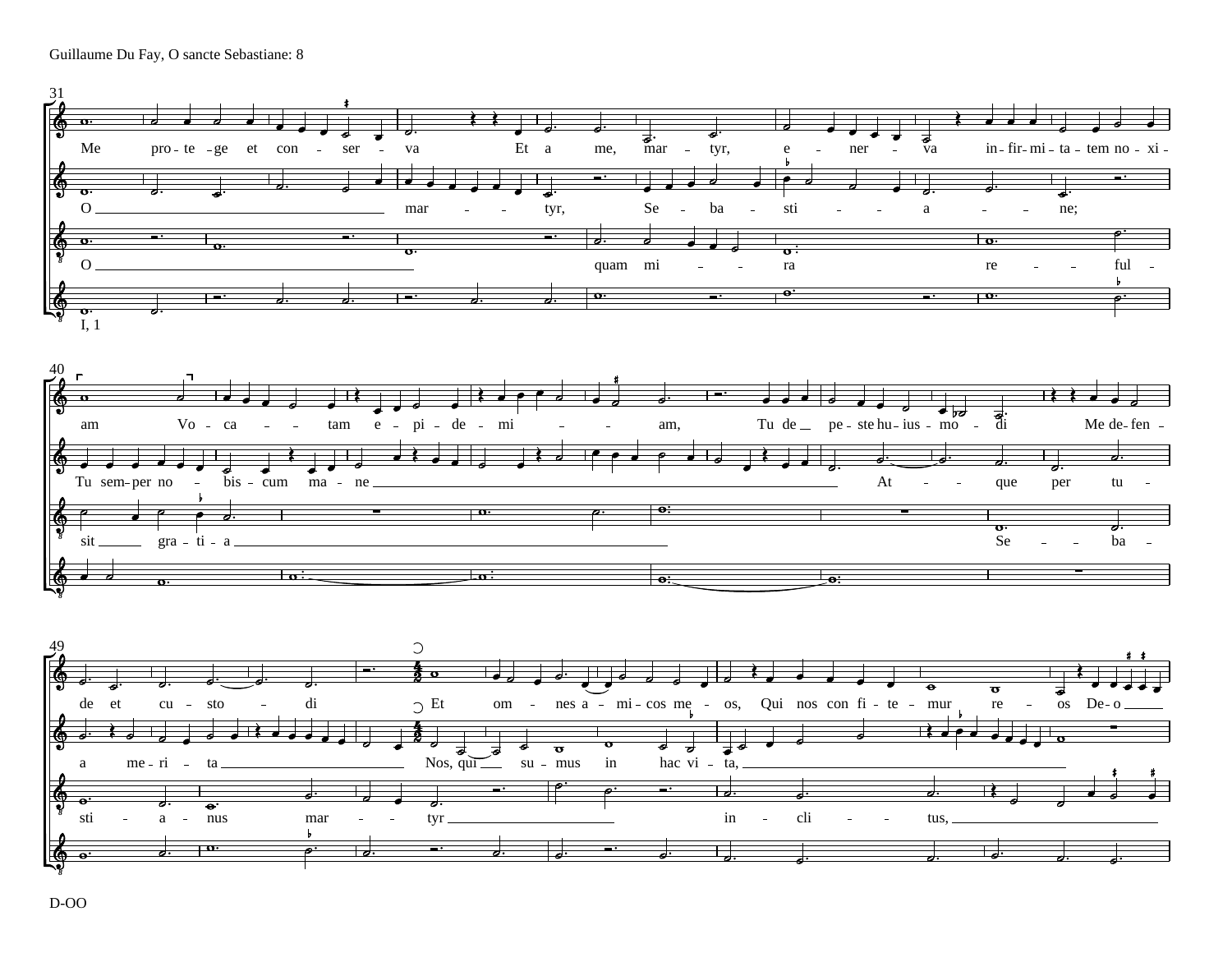31

Me pro-te-ge et con-ser-va Et a me, mar-tyr, e-ner-va in-fir-mi-ta-tem no-xi-

O mar-tyr, Se-ba-sti-a-ne;

O quam mi-ra re-ful-

I, 1

40

am Vo-ca-tam e-pi-de-mi-am, Tu de pe-ste hu-ius-mo-di Me de-fen-

Tu sem-per no-bis-cum ma-ne At-que per tu-

sit gra-ti-a Se-ba-

49

de et cu-sto-di Et om-nes a-mi-cos me-os, Qui nos con-fi-te-mur re-os De-o

a me-ri-ta Nos, qui su-mus in hac vi-ta,

sti-a-nus mar-tyr in-cli-tus,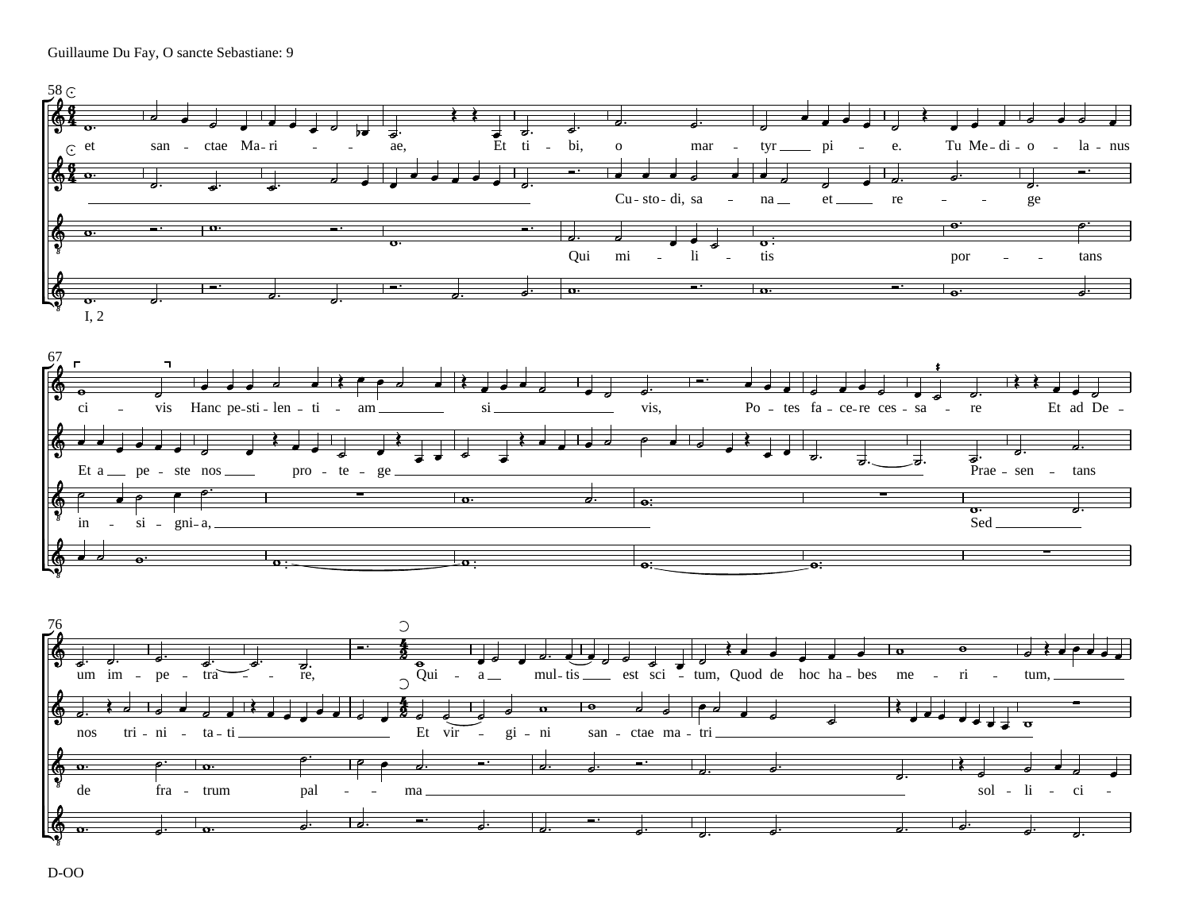58

et san - ctae Ma - ri - - ae, Et ti - bi, o mar - tyr pi - e. Tu Me - di - o - la - nus

Cu - sto - di, sa - na et re - - - ge

Qui mi - li - tis por - - tans

I, 2

67

ci - vis Hanc pe - sti - len - ti - am si vis, Po - tes fa - ce - re ces - sa - re Et ad De -

Et a pe - ste nos pro - te - ge Prae - sen - tans

in - si - gni - a, Sed

76

um im - pe - tra - - re, Qui - a mul - tis est sci - tum, Quod de hoc ha - bes me - ri - tum,

nos tri - ni - ta - ti Et vir - gi - ni san - ctae ma - tri

de fra - trum pal - - ma sol - li - ci -

D-OO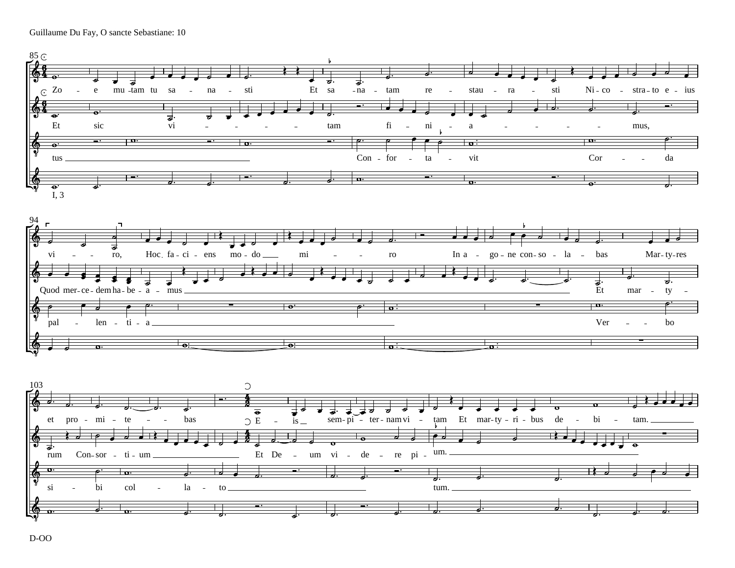Guillaume Du Fay, O sancte Sebastiane: 10

85

Zo - e mu-tam tu sa - na - sti Et sa - na - tam re - stau - ra - sti Ni-co - stra-to e - ius

Et sic vi - - - - - tam fi - ni - a - - - - - mus,

tus Con - for - ta - vit Cor - - da

I, 3

94

vi - - ro, Hoc fa-ci-ens mo-do mi - - ro In a - go-ne con-so - la - bas Mar-ty-res

Quod mer-ce-dem ha-be - a - mus Et mar - ty -

pal - len - ti - a Ver - - bo

103

et pro - mi - te - - bas E - is sem-pi - ter-nam vi - tam Et mar-ty-ri-bus de - bi - tam.

rum Con-sor - ti-um Et De - um vi - de - re pi - um.

si - bi col - la - to tum.

D-OO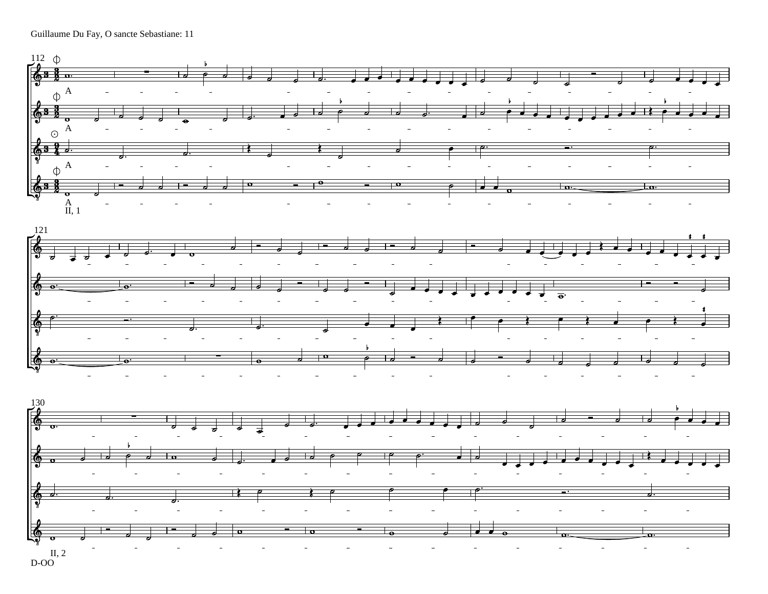Guillaume Du Fay, O sancte Sebastiane: 11

II, 1

II, 2

D-OO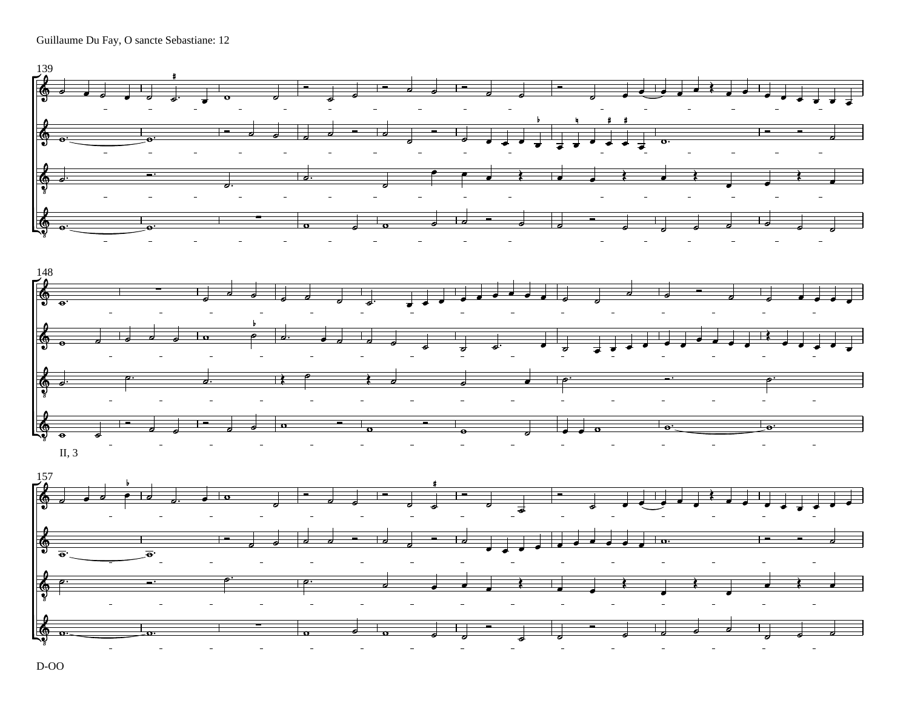Guillaume Du Fay, O sancte Sebastiane: 12

139

148

II, 3

157

D-OO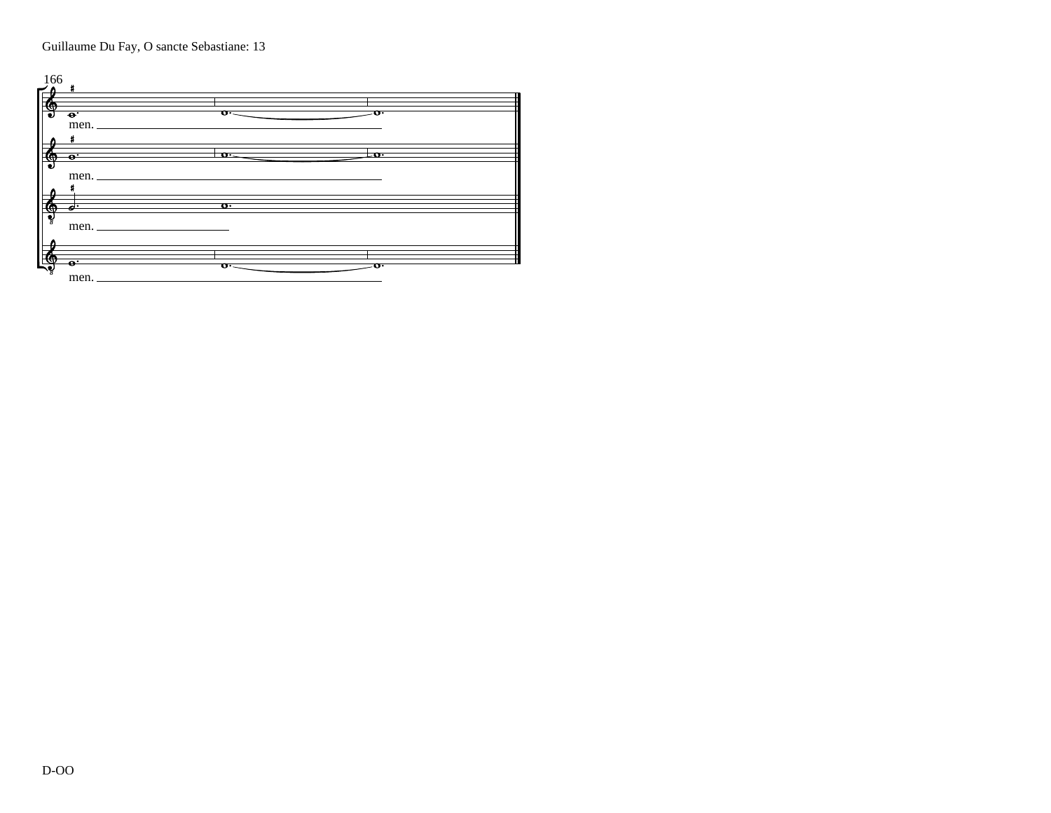Guillaume Du Fay, O sancte Sebastiane: 13

166

men.

men.

men.

men.

D-OO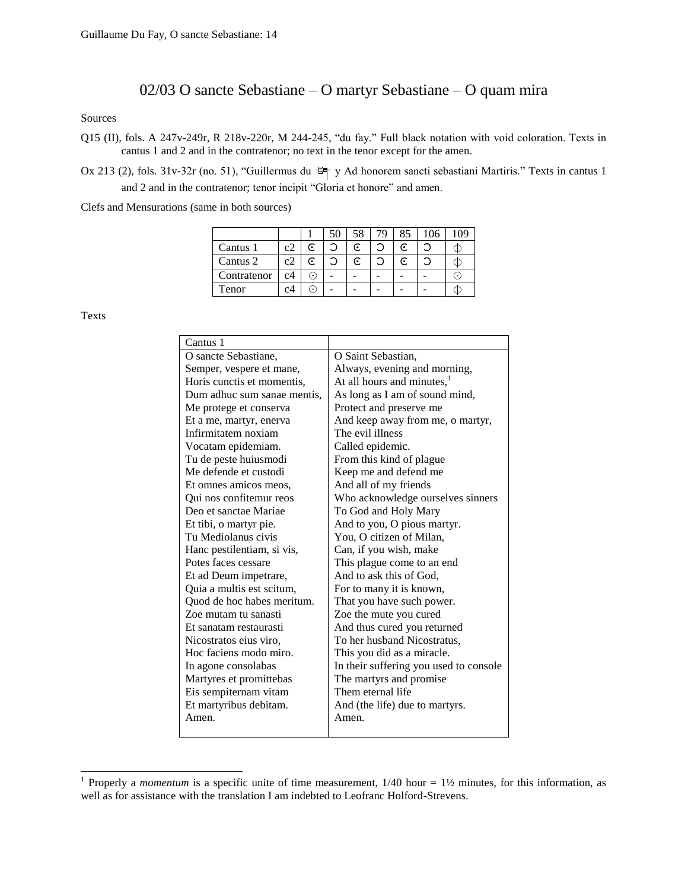# 02/03 O sancte Sebastiane – O martyr Sebastiane – O quam mira

Sources

Q15 (II), fols. A 247v-249r, R 218v-220r, M 244-245, "du fay." Full black notation with void coloration. Texts in cantus 1 and 2 and in the contratenor; no text in the tenor except for the amen.

Ox 213 (2), fols. 31v-32r (no. 51), "Guillermus du ⌸ y Ad honorem sancti sebastiani Martiris." Texts in cantus 1 and 2 and in the contratenor; tenor incipit "Gloria et honore" and amen.

Clefs and Mensurations (same in both sources)

| | | 1 | 50 | 58 | 79 | 85 | 106 | 109 |
|---|---|---|---|---|---|---|---|---|
| Cantus 1 | c2 | ☾· | ↄ | ☾· | ↄ | ☾· | ↄ | ⏀ |
| Cantus 2 | c2 | ☾· | ↄ | ☾· | ↄ | ☾· | ↄ | ⏀ |
| Contratenor | c4 | ⊙ | - | - | - | - | - | ⊙ |
| Tenor | c4 | ⊙ | - | - | - | - | - | ⏀ |

Texts

| Cantus 1 | |
|---|---|
| O sancte Sebastiane, | O Saint Sebastian, |
| Semper, vespere et mane, | Always, evening and morning, |
| Horis cunctis et momentis, | At all hours and minutes,[1] |
| Dum adhuc sum sanae mentis, | As long as I am of sound mind, |
| Me protege et conserva | Protect and preserve me |
| Et a me, martyr, enerva | And keep away from me, o martyr, |
| Infirmitatem noxiam | The evil illness |
| Vocatam epidemiam. | Called epidemic. |
| Tu de peste huiusmodi | From this kind of plague |
| Me defende et custodi | Keep me and defend me |
| Et omnes amicos meos, | And all of my friends |
| Qui nos confitemur reos | Who acknowledge ourselves sinners |
| Deo et sanctae Mariae | To God and Holy Mary |
| Et tibi, o martyr pie. | And to you, O pious martyr. |
| Tu Mediolanus civis | You, O citizen of Milan, |
| Hanc pestilentiam, si vis, | Can, if you wish, make |
| Potes faces cessare | This plague come to an end |
| Et ad Deum impetrare, | And to ask this of God, |
| Quia a multis est scitum, | For to many it is known, |
| Quod de hoc habes meritum. | That you have such power. |
| Zoe mutam tu sanasti | Zoe the mute you cured |
| Et sanatam restaurasti | And thus cured you returned |
| Nicostratos eius viro, | To her husband Nicostratus, |
| Hoc faciens modo miro. | This you did as a miracle. |
| In agone consolabas | In their suffering you used to console |
| Martyres et promittebas | The martyrs and promise |
| Eis sempiternam vitam | Them eternal life |
| Et martyribus debitam. | And (the life) due to martyrs. |
| Amen. | Amen. |

[1] Properly a *momentum* is a specific unite of time measurement, 1/40 hour = 1½ minutes, for this information, as well as for assistance with the translation I am indebted to Leofranc Holford-Strevens.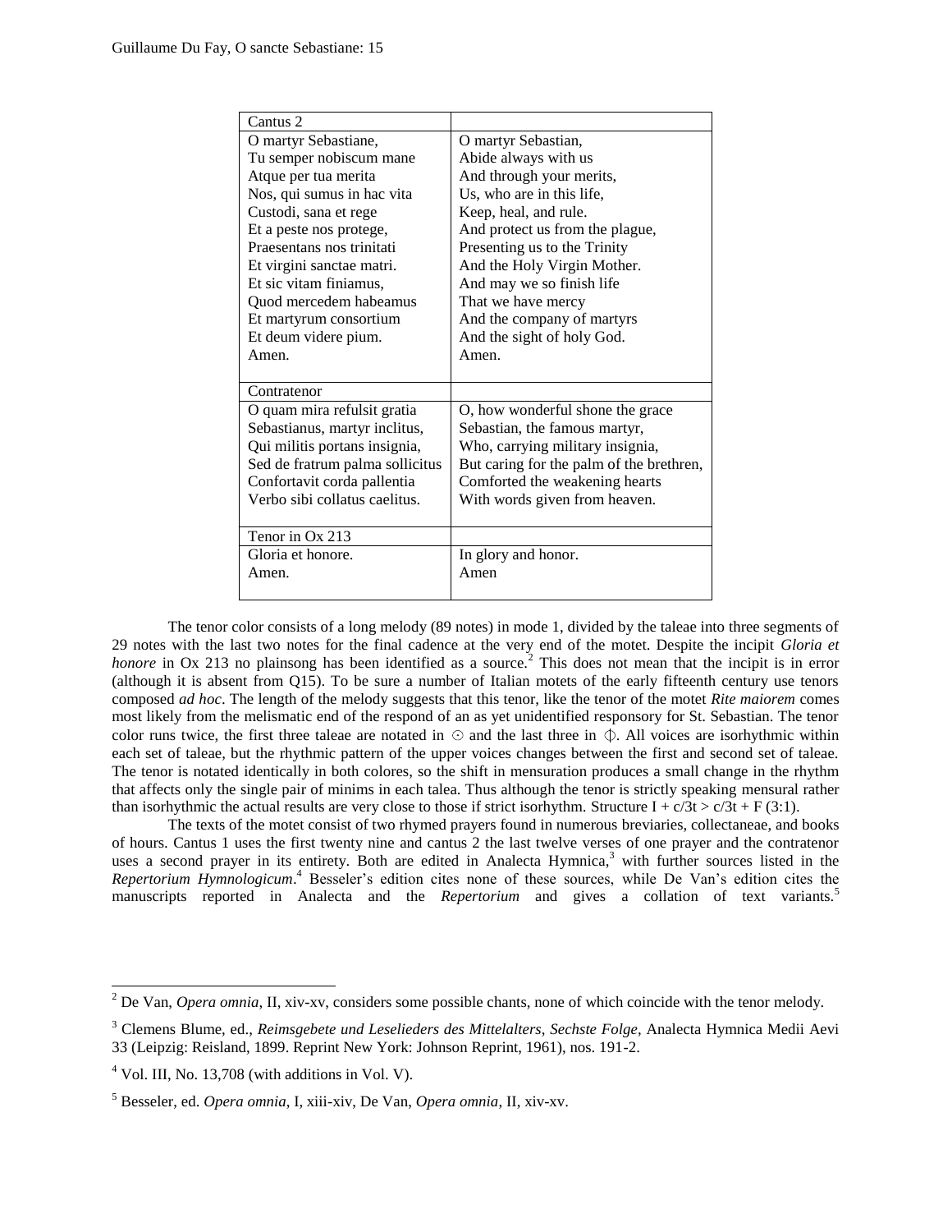| Cantus 2 | |
|---|---|
| O martyr Sebastiane,<br>Tu semper nobiscum mane<br>Atque per tua merita<br>Nos, qui sumus in hac vita<br>Custodi, sana et rege<br>Et a peste nos protege,<br>Praesentans nos trinitati<br>Et virgini sanctae matri.<br>Et sic vitam finiamus,<br>Quod mercedem habeamus<br>Et martyrum consortium<br>Et deum videre pium.<br>Amen. | O martyr Sebastian,<br>Abide always with us<br>And through your merits,<br>Us, who are in this life,<br>Keep, heal, and rule.<br>And protect us from the plague,<br>Presenting us to the Trinity<br>And the Holy Virgin Mother.<br>And may we so finish life<br>That we have mercy<br>And the company of martyrs<br>And the sight of holy God.<br>Amen. |
| **Contratenor** | |
| O quam mira refulsit gratia<br>Sebastianus, martyr inclitus,<br>Qui militis portans insignia,<br>Sed de fratrum palma sollicitus<br>Confortavit corda pallentia<br>Verbo sibi collatus caelitus. | O, how wonderful shone the grace<br>Sebastian, the famous martyr,<br>Who, carrying military insignia,<br>But caring for the palm of the brethren,<br>Comforted the weakening hearts<br>With words given from heaven. |
| **Tenor in Ox 213** | |
| Gloria et honore.<br>Amen. | In glory and honor.<br>Amen |

The tenor color consists of a long melody (89 notes) in mode 1, divided by the taleae into three segments of 29 notes with the last two notes for the final cadence at the very end of the motet. Despite the incipit *Gloria et honore* in Ox 213 no plainsong has been identified as a source.[2] This does not mean that the incipit is in error (although it is absent from Q15). To be sure a number of Italian motets of the early fifteenth century use tenors composed *ad hoc*. The length of the melody suggests that this tenor, like the tenor of the motet *Rite maiorem* comes most likely from the melismatic end of the respond of an as yet unidentified responsory for St. Sebastian. The tenor color runs twice, the first three taleae are notated in ⊙ and the last three in ⌽. All voices are isorhythmic within each set of taleae, but the rhythmic pattern of the upper voices changes between the first and second set of taleae. The tenor is notated identically in both colores, so the shift in mensuration produces a small change in the rhythm that affects only the single pair of minims in each talea. Thus although the tenor is strictly speaking mensural rather than isorhythmic the actual results are very close to those if strict isorhythm. Structure I + c/3t > c/3t + F (3:1).

The texts of the motet consist of two rhymed prayers found in numerous breviaries, collectaneae, and books of hours. Cantus 1 uses the first twenty nine and cantus 2 the last twelve verses of one prayer and the contratenor uses a second prayer in its entirety. Both are edited in Analecta Hymnica,[3] with further sources listed in the *Repertorium Hymnologicum*.[4] Besseler's edition cites none of these sources, while De Van's edition cites the manuscripts reported in Analecta and the *Repertorium* and gives a collation of text variants.[5]

---

[2] De Van, *Opera omnia*, II, xiv-xv, considers some possible chants, none of which coincide with the tenor melody.

[3] Clemens Blume, ed., *Reimsgebete und Leselieders des Mittelalters*, *Sechste Folge*, Analecta Hymnica Medii Aevi 33 (Leipzig: Reisland, 1899. Reprint New York: Johnson Reprint, 1961), nos. 191-2.

[4] Vol. III, No. 13,708 (with additions in Vol. V).

[5] Besseler, ed. *Opera omnia*, I, xiii-xiv, De Van, *Opera omnia*, II, xiv-xv.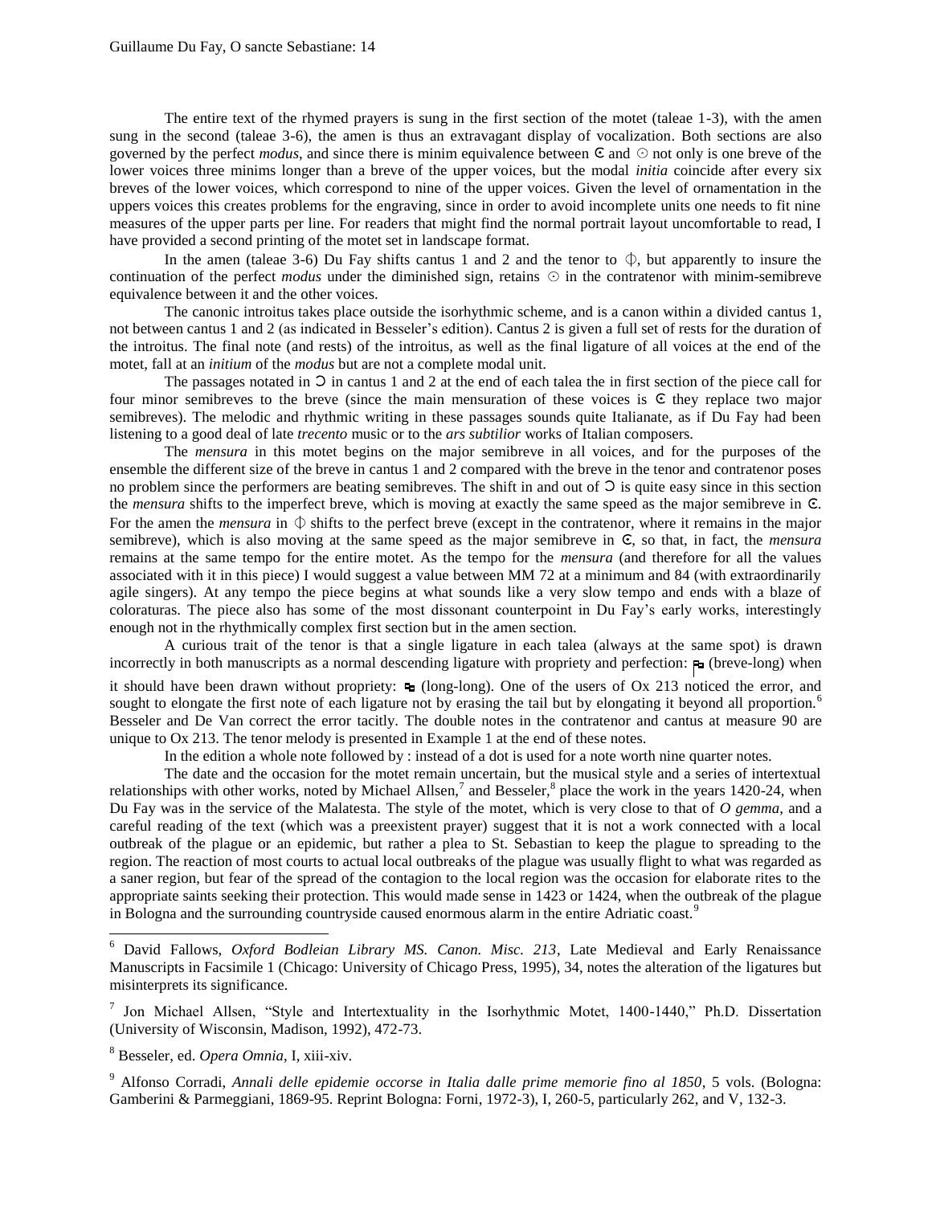The entire text of the rhymed prayers is sung in the first section of the motet (taleae 1-3), with the amen sung in the second (taleae 3-6), the amen is thus an extravagant display of vocalization. Both sections are also governed by the perfect *modus*, and since there is minim equivalence between ₵ and ⊙ not only is one breve of the lower voices three minims longer than a breve of the upper voices, but the modal *initia* coincide after every six breves of the lower voices, which correspond to nine of the upper voices. Given the level of ornamentation in the uppers voices this creates problems for the engraving, since in order to avoid incomplete units one needs to fit nine measures of the upper parts per line. For readers that might find the normal portrait layout uncomfortable to read, I have provided a second printing of the motet set in landscape format.

In the amen (taleae 3-6) Du Fay shifts cantus 1 and 2 and the tenor to ⏀, but apparently to insure the continuation of the perfect *modus* under the diminished sign, retains ⊙ in the contratenor with minim-semibreve equivalence between it and the other voices.

The canonic introitus takes place outside the isorhythmic scheme, and is a canon within a divided cantus 1, not between cantus 1 and 2 (as indicated in Besseler's edition). Cantus 2 is given a full set of rests for the duration of the introitus. The final note (and rests) of the introitus, as well as the final ligature of all voices at the end of the motet, fall at an *initium* of the *modus* but are not a complete modal unit.

The passages notated in Ɔ in cantus 1 and 2 at the end of each talea the in first section of the piece call for four minor semibreves to the breve (since the main mensuration of these voices is ₵ they replace two major semibreves). The melodic and rhythmic writing in these passages sounds quite Italianate, as if Du Fay had been listening to a good deal of late *trecento* music or to the *ars subtilior* works of Italian composers.

The *mensura* in this motet begins on the major semibreve in all voices, and for the purposes of the ensemble the different size of the breve in cantus 1 and 2 compared with the breve in the tenor and contratenor poses no problem since the performers are beating semibreves. The shift in and out of Ɔ is quite easy since in this section the *mensura* shifts to the imperfect breve, which is moving at exactly the same speed as the major semibreve in ₵. For the amen the *mensura* in ⏀ shifts to the perfect breve (except in the contratenor, where it remains in the major semibreve), which is also moving at the same speed as the major semibreve in ₵, so that, in fact, the *mensura* remains at the same tempo for the entire motet. As the tempo for the *mensura* (and therefore for all the values associated with it in this piece) I would suggest a value between MM 72 at a minimum and 84 (with extraordinarily agile singers). At any tempo the piece begins at what sounds like a very slow tempo and ends with a blaze of coloraturas. The piece also has some of the most dissonant counterpoint in Du Fay's early works, interestingly enough not in the rhythmically complex first section but in the amen section.

A curious trait of the tenor is that a single ligature in each talea (always at the same spot) is drawn incorrectly in both manuscripts as a normal descending ligature with propriety and perfection: (breve-long) when it should have been drawn without propriety: (long-long). One of the users of Ox 213 noticed the error, and sought to elongate the first note of each ligature not by erasing the tail but by elongating it beyond all proportion.[6] Besseler and De Van correct the error tacitly. The double notes in the contratenor and cantus at measure 90 are unique to Ox 213. The tenor melody is presented in Example 1 at the end of these notes.

In the edition a whole note followed by : instead of a dot is used for a note worth nine quarter notes.

The date and the occasion for the motet remain uncertain, but the musical style and a series of intertextual relationships with other works, noted by Michael Allsen,[7] and Besseler,[8] place the work in the years 1420-24, when Du Fay was in the service of the Malatesta. The style of the motet, which is very close to that of *O gemma*, and a careful reading of the text (which was a preexistent prayer) suggest that it is not a work connected with a local outbreak of the plague or an epidemic, but rather a plea to St. Sebastian to keep the plague to spreading to the region. The reaction of most courts to actual local outbreaks of the plague was usually flight to what was regarded as a saner region, but fear of the spread of the contagion to the local region was the occasion for elaborate rites to the appropriate saints seeking their protection. This would made sense in 1423 or 1424, when the outbreak of the plague in Bologna and the surrounding countryside caused enormous alarm in the entire Adriatic coast.[9]

---

[6] David Fallows, *Oxford Bodleian Library MS. Canon. Misc. 213*, Late Medieval and Early Renaissance Manuscripts in Facsimile 1 (Chicago: University of Chicago Press, 1995), 34, notes the alteration of the ligatures but misinterprets its significance.

[7] Jon Michael Allsen, "Style and Intertextuality in the Isorhythmic Motet, 1400-1440," Ph.D. Dissertation (University of Wisconsin, Madison, 1992), 472-73.

[8] Besseler, ed. *Opera Omnia*, I, xiii-xiv.

[9] Alfonso Corradi, *Annali delle epidemie occorse in Italia dalle prime memorie fino al 1850*, 5 vols. (Bologna: Gamberini & Parmeggiani, 1869-95. Reprint Bologna: Forni, 1972-3), I, 260-5, particularly 262, and V, 132-3.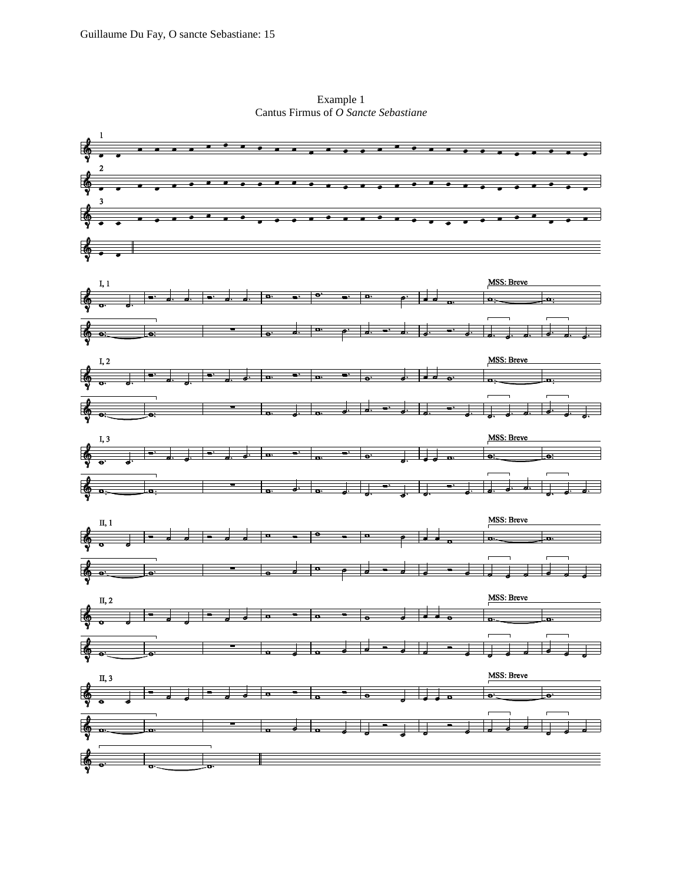Example 1
Cantus Firmus of *O Sancte Sebastiane*

1

2

3

I, 1

MSS: Breve

I, 2

MSS: Breve

I, 3

MSS: Breve

II, 1

MSS: Breve

II, 2

MSS: Breve

II, 3

MSS: Breve